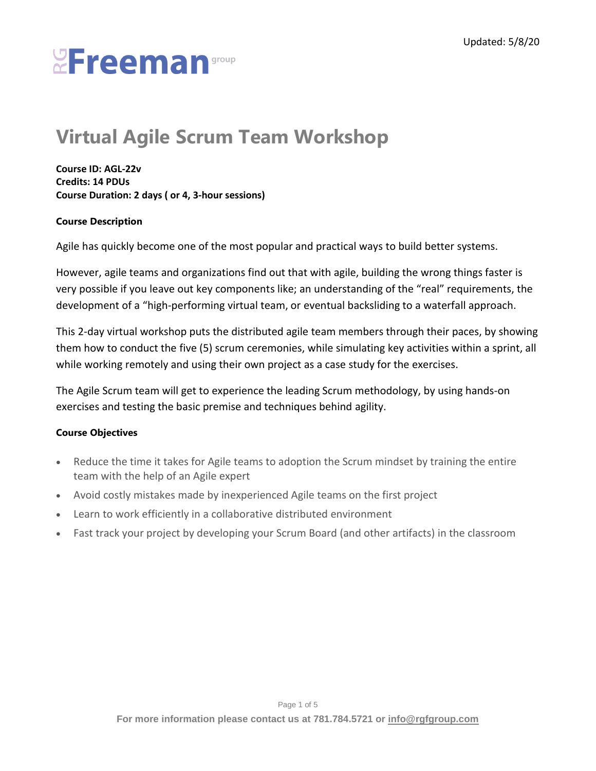Updated: 5/8/20

RGFreeman group

# Virtual Agile Scrum Team Workshop

**Course ID: AGL-22v**
**Credits: 14 PDUs**
**Course Duration: 2 days ( or 4, 3-hour sessions)**

**Course Description**

Agile has quickly become one of the most popular and practical ways to build better systems.

However, agile teams and organizations find out that with agile, building the wrong things faster is very possible if you leave out key components like; an understanding of the "real" requirements, the development of a "high-performing virtual team, or eventual backsliding to a waterfall approach.

This 2-day virtual workshop puts the distributed agile team members through their paces, by showing them how to conduct the five (5) scrum ceremonies, while simulating key activities within a sprint, all while working remotely and using their own project as a case study for the exercises.

The Agile Scrum team will get to experience the leading Scrum methodology, by using hands-on exercises and testing the basic premise and techniques behind agility.

**Course Objectives**

- Reduce the time it takes for Agile teams to adoption the Scrum mindset by training the entire team with the help of an Agile expert
- Avoid costly mistakes made by inexperienced Agile teams on the first project
- Learn to work efficiently in a collaborative distributed environment
- Fast track your project by developing your Scrum Board (and other artifacts) in the classroom

**For more information please contact us at 781.784.5721 or info@rgfgroup.com**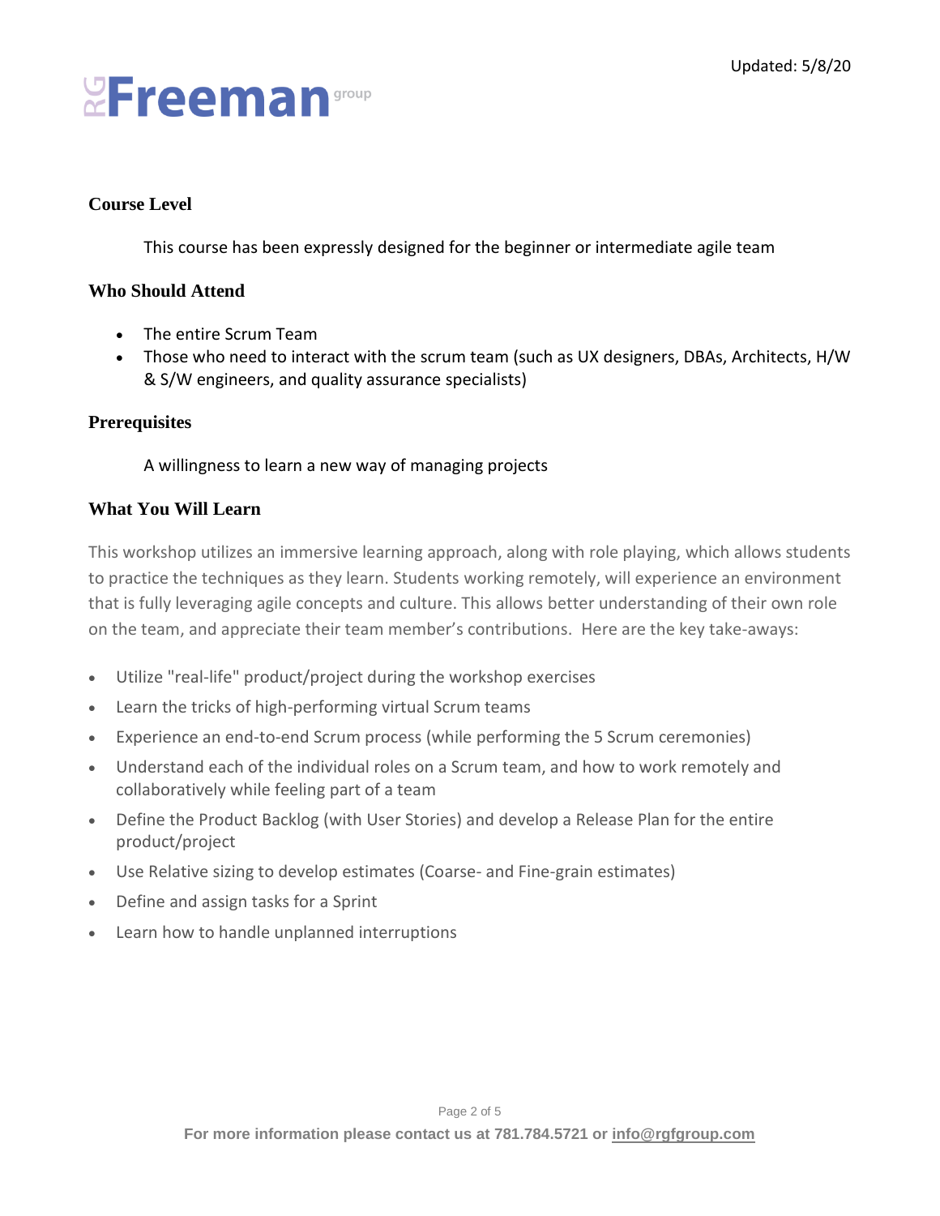### Course Level

This course has been expressly designed for the beginner or intermediate agile team

### Who Should Attend

- The entire Scrum Team
- Those who need to interact with the scrum team (such as UX designers, DBAs, Architects, H/W & S/W engineers, and quality assurance specialists)

### Prerequisites

A willingness to learn a new way of managing projects

### What You Will Learn

This workshop utilizes an immersive learning approach, along with role playing, which allows students to practice the techniques as they learn. Students working remotely, will experience an environment that is fully leveraging agile concepts and culture. This allows better understanding of their own role on the team, and appreciate their team member's contributions. Here are the key take-aways:

- Utilize "real-life" product/project during the workshop exercises
- Learn the tricks of high-performing virtual Scrum teams
- Experience an end-to-end Scrum process (while performing the 5 Scrum ceremonies)
- Understand each of the individual roles on a Scrum team, and how to work remotely and collaboratively while feeling part of a team
- Define the Product Backlog (with User Stories) and develop a Release Plan for the entire product/project
- Use Relative sizing to develop estimates (Coarse- and Fine-grain estimates)
- Define and assign tasks for a Sprint
- Learn how to handle unplanned interruptions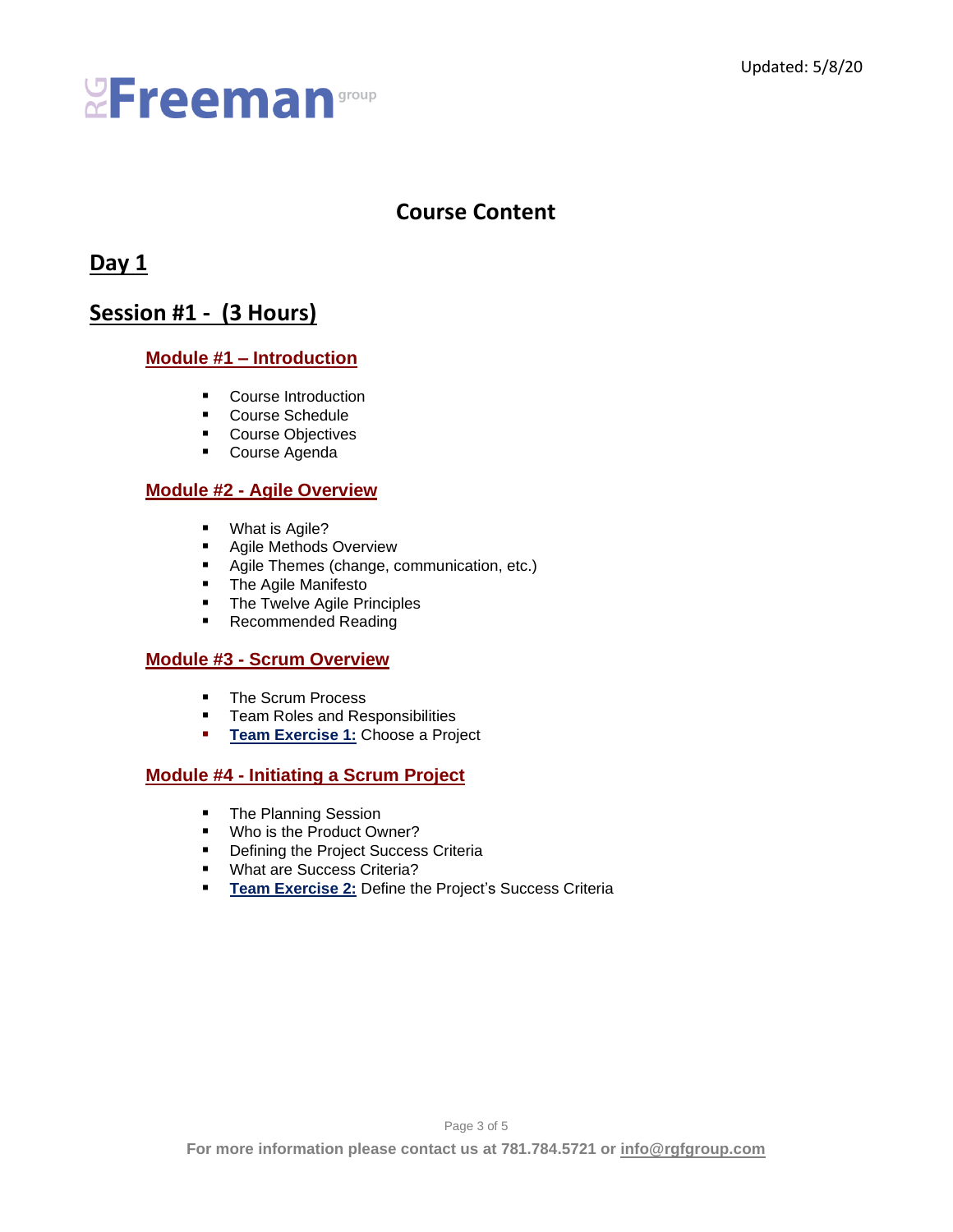Updated: 5/8/20

RGFreeman group

# Course Content

## Day 1

## Session #1 - (3 Hours)

### Module #1 – Introduction

- Course Introduction
- Course Schedule
- Course Objectives
- Course Agenda

### Module #2 - Agile Overview

- What is Agile?
- Agile Methods Overview
- Agile Themes (change, communication, etc.)
- The Agile Manifesto
- The Twelve Agile Principles
- Recommended Reading

### Module #3 - Scrum Overview

- The Scrum Process
- Team Roles and Responsibilities
- **Team Exercise 1:** Choose a Project

### Module #4 - Initiating a Scrum Project

- The Planning Session
- Who is the Product Owner?
- Defining the Project Success Criteria
- What are Success Criteria?
- **Team Exercise 2:** Define the Project's Success Criteria

**For more information please contact us at 781.784.5721 or info@rgfgroup.com**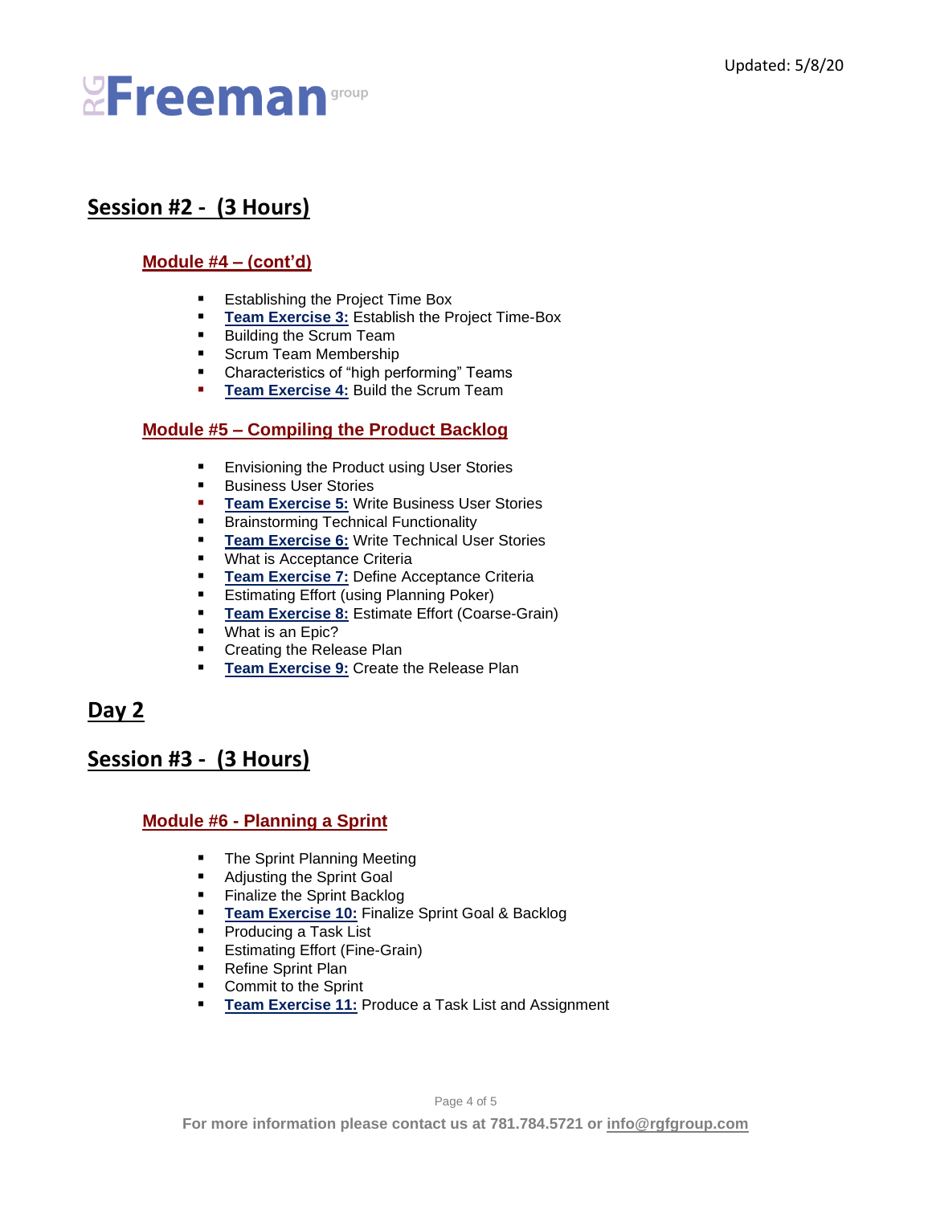## Session #2 - (3 Hours)

### Module #4 – (cont'd)

- Establishing the Project Time Box
- **Team Exercise 3:** Establish the Project Time-Box
- Building the Scrum Team
- Scrum Team Membership
- Characteristics of "high performing" Teams
- **Team Exercise 4:** Build the Scrum Team

### Module #5 – Compiling the Product Backlog

- Envisioning the Product using User Stories
- Business User Stories
- **Team Exercise 5:** Write Business User Stories
- Brainstorming Technical Functionality
- **Team Exercise 6:** Write Technical User Stories
- What is Acceptance Criteria
- **Team Exercise 7:** Define Acceptance Criteria
- Estimating Effort (using Planning Poker)
- **Team Exercise 8:** Estimate Effort (Coarse-Grain)
- What is an Epic?
- Creating the Release Plan
- **Team Exercise 9:** Create the Release Plan

## Day 2

## Session #3 - (3 Hours)

### Module #6 - Planning a Sprint

- The Sprint Planning Meeting
- Adjusting the Sprint Goal
- Finalize the Sprint Backlog
- **Team Exercise 10:** Finalize Sprint Goal & Backlog
- Producing a Task List
- Estimating Effort (Fine-Grain)
- Refine Sprint Plan
- Commit to the Sprint
- **Team Exercise 11:** Produce a Task List and Assignment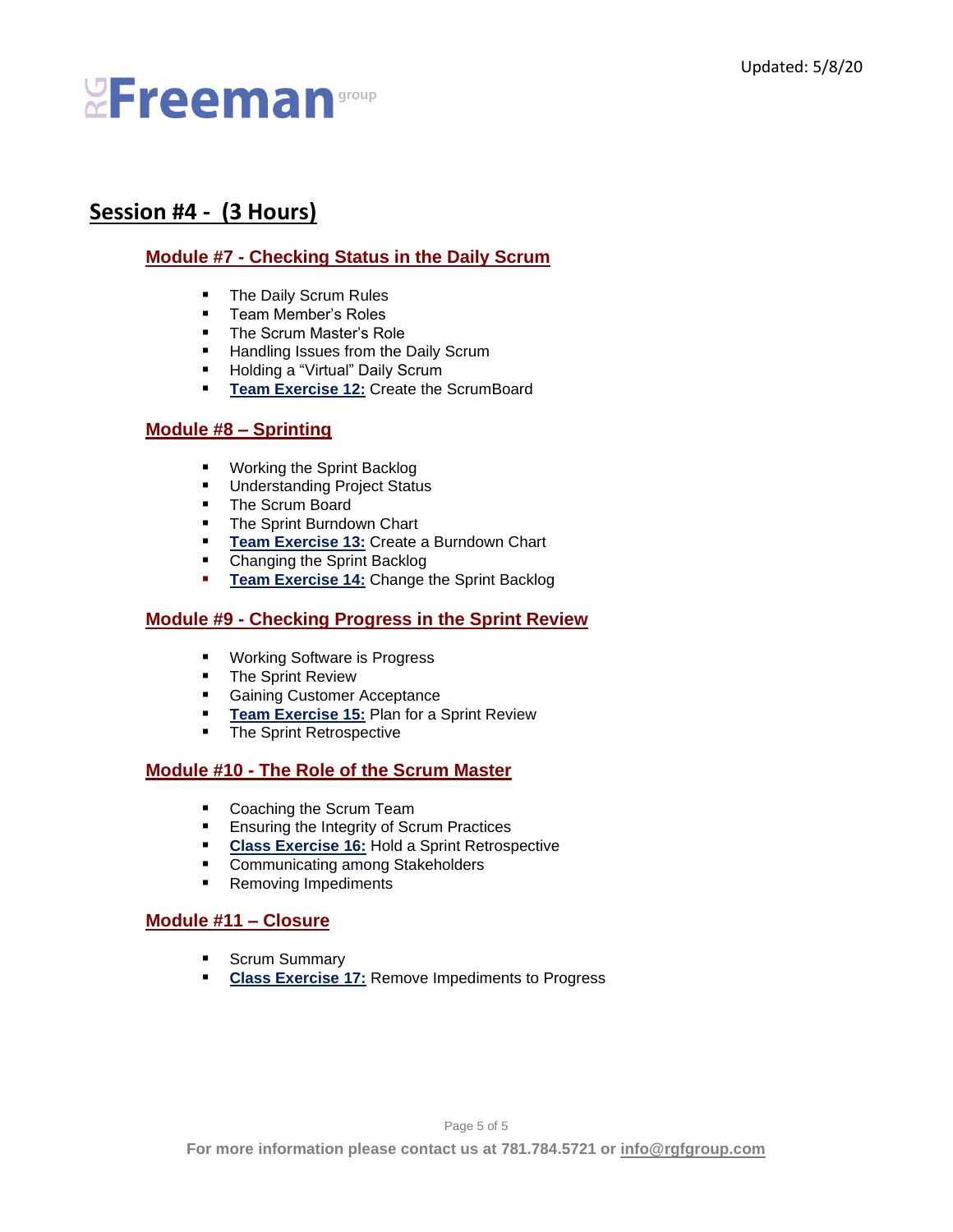Updated: 5/8/20

RGFreeman group

## Session #4 - (3 Hours)

### Module #7 - Checking Status in the Daily Scrum

- The Daily Scrum Rules
- Team Member's Roles
- The Scrum Master's Role
- Handling Issues from the Daily Scrum
- Holding a "Virtual" Daily Scrum
- **Team Exercise 12:** Create the ScrumBoard

### Module #8 – Sprinting

- Working the Sprint Backlog
- Understanding Project Status
- The Scrum Board
- The Sprint Burndown Chart
- **Team Exercise 13:** Create a Burndown Chart
- Changing the Sprint Backlog
- **Team Exercise 14:** Change the Sprint Backlog

### Module #9 - Checking Progress in the Sprint Review

- Working Software is Progress
- The Sprint Review
- Gaining Customer Acceptance
- **Team Exercise 15:** Plan for a Sprint Review
- The Sprint Retrospective

### Module #10 - The Role of the Scrum Master

- Coaching the Scrum Team
- Ensuring the Integrity of Scrum Practices
- **Class Exercise 16:** Hold a Sprint Retrospective
- Communicating among Stakeholders
- Removing Impediments

### Module #11 – Closure

- Scrum Summary
- **Class Exercise 17:** Remove Impediments to Progress

For more information please contact us at 781.784.5721 or info@rgfgroup.com